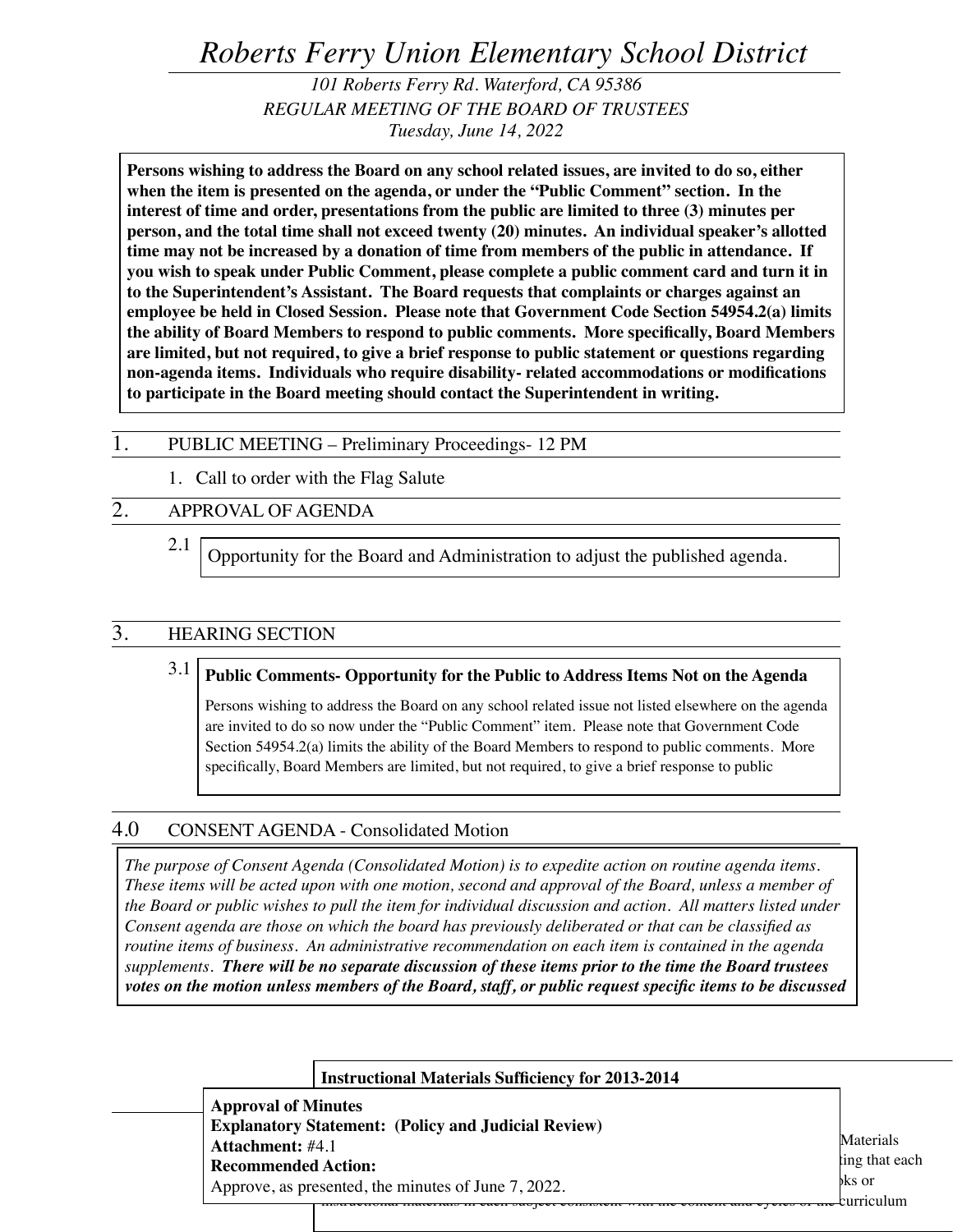# *Roberts Ferry Union Elementary School District*

*101 Roberts Ferry Rd. Waterford, CA 95386*
*REGULAR MEETING OF THE BOARD OF TRUSTEES*
*Tuesday, June 14, 2022*

**Persons wishing to address the Board on any school related issues, are invited to do so, either when the item is presented on the agenda, or under the "Public Comment" section. In the interest of time and order, presentations from the public are limited to three (3) minutes per person, and the total time shall not exceed twenty (20) minutes. An individual speaker's allotted time may not be increased by a donation of time from members of the public in attendance. If you wish to speak under Public Comment, please complete a public comment card and turn it in to the Superintendent's Assistant. The Board requests that complaints or charges against an employee be held in Closed Session. Please note that Government Code Section 54954.2(a) limits the ability of Board Members to respond to public comments. More specifically, Board Members are limited, but not required, to give a brief response to public statement or questions regarding non-agenda items. Individuals who require disability- related accommodations or modifications to participate in the Board meeting should contact the Superintendent in writing.**

## 1. PUBLIC MEETING – Preliminary Proceedings- 12 PM

1. Call to order with the Flag Salute

## 2. APPROVAL OF AGENDA

2.1 Opportunity for the Board and Administration to adjust the published agenda.

## 3. HEARING SECTION

3.1 **Public Comments- Opportunity for the Public to Address Items Not on the Agenda**

Persons wishing to address the Board on any school related issue not listed elsewhere on the agenda are invited to do so now under the "Public Comment" item. Please note that Government Code Section 54954.2(a) limits the ability of the Board Members to respond to public comments. More specifically, Board Members are limited, but not required, to give a brief response to public

## 4.0 CONSENT AGENDA - Consolidated Motion

*The purpose of Consent Agenda (Consolidated Motion) is to expedite action on routine agenda items. These items will be acted upon with one motion, second and approval of the Board, unless a member of the Board or public wishes to pull the item for individual discussion and action. All matters listed under Consent agenda are those on which the board has previously deliberated or that can be classified as routine items of business. An administrative recommendation on each item is contained in the agenda supplements.* ***There will be no separate discussion of these items prior to the time the Board trustees votes on the motion unless members of the Board, staff, or public request specific items to be discussed***

**Instructional Materials Sufficiency for 2013-2014**

**Approval of Minutes**
**Explanatory Statement: (Policy and Judicial Review)**
**Attachment:** #4.1
**Recommended Action:**
Approve, as presented, the minutes of June 7, 2022.

Materials
ting that each
ks or
instructional materials in each subject consistent with the content and cycles of the curriculum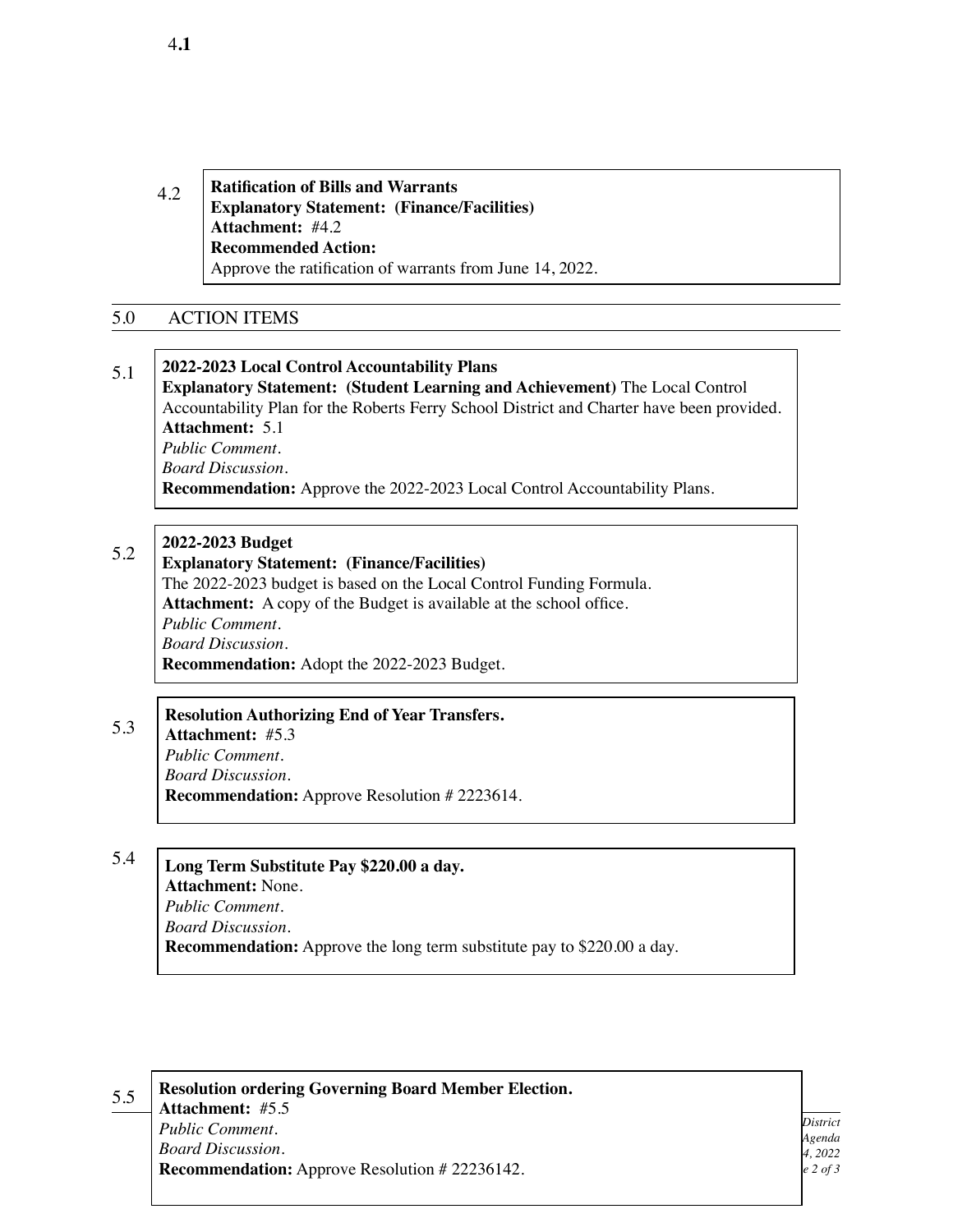4.**1**

4.2

**Ratification of Bills and Warrants**
**Explanatory Statement: (Finance/Facilities)**
**Attachment:** #4.2
**Recommended Action:**
Approve the ratification of warrants from June 14, 2022.

## 5.0 ACTION ITEMS

5.1

**2022-2023 Local Control Accountability Plans**
**Explanatory Statement: (Student Learning and Achievement)** The Local Control Accountability Plan for the Roberts Ferry School District and Charter have been provided.
**Attachment:** 5.1
*Public Comment.*
*Board Discussion.*
**Recommendation:** Approve the 2022-2023 Local Control Accountability Plans.

5.2

**2022-2023 Budget**
**Explanatory Statement: (Finance/Facilities)**
The 2022-2023 budget is based on the Local Control Funding Formula.
**Attachment:** A copy of the Budget is available at the school office.
*Public Comment.*
*Board Discussion.*
**Recommendation:** Adopt the 2022-2023 Budget.

5.3

**Resolution Authorizing End of Year Transfers.**
**Attachment:** #5.3
*Public Comment.*
*Board Discussion.*
**Recommendation:** Approve Resolution # 2223614.

5.4

**Long Term Substitute Pay $220.00 a day.**
**Attachment:** None.
*Public Comment.*
*Board Discussion.*
**Recommendation:** Approve the long term substitute pay to $220.00 a day.

5.5

**Resolution ordering Governing Board Member Election.**
**Attachment:** #5.5
*Public Comment.*
*Board Discussion.*
**Recommendation:** Approve Resolution # 22236142.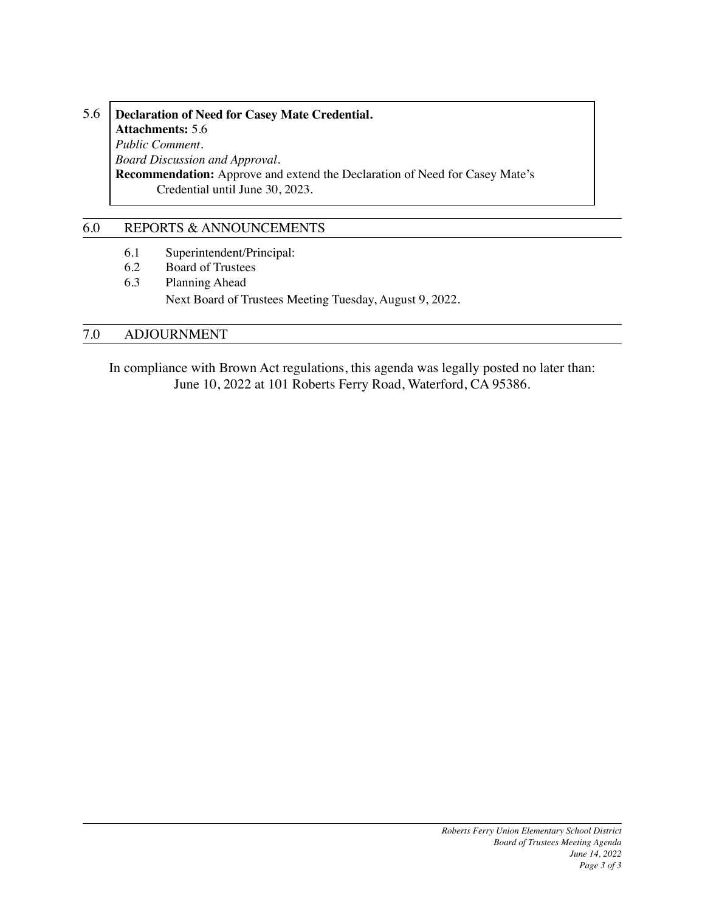5.6 **Declaration of Need for Casey Mate Credential.**
**Attachments:** 5.6
*Public Comment.*
*Board Discussion and Approval.*
**Recommendation:** Approve and extend the Declaration of Need for Casey Mate's Credential until June 30, 2023.

## 6.0 REPORTS & ANNOUNCEMENTS

6.1 Superintendent/Principal:
6.2 Board of Trustees
6.3 Planning Ahead
Next Board of Trustees Meeting Tuesday, August 9, 2022.

## 7.0 ADJOURNMENT

In compliance with Brown Act regulations, this agenda was legally posted no later than: June 10, 2022 at 101 Roberts Ferry Road, Waterford, CA 95386.